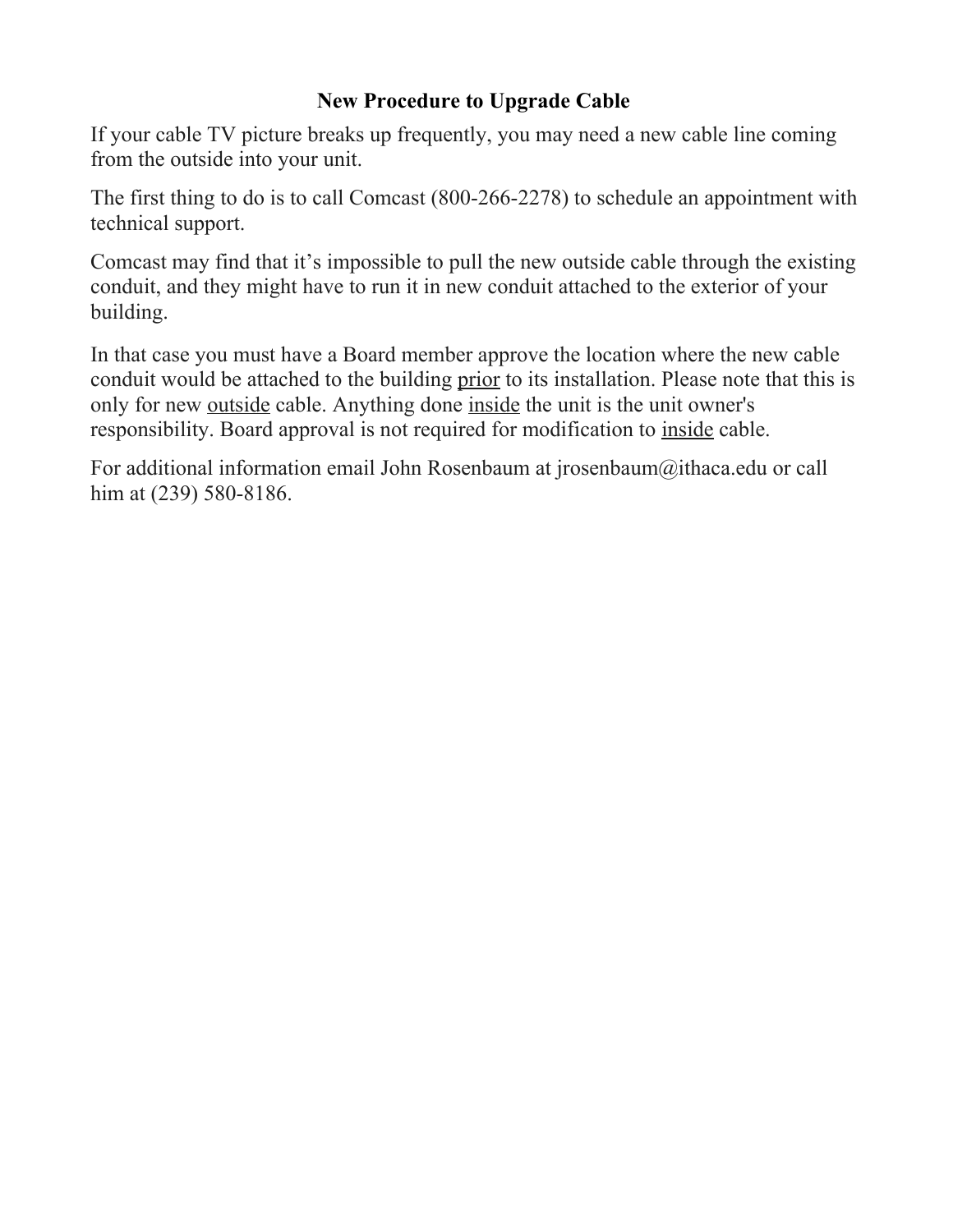# New Procedure to Upgrade Cable

If your cable TV picture breaks up frequently, you may need a new cable line coming from the outside into your unit.

The first thing to do is to call Comcast (800-266-2278) to schedule an appointment with technical support.

Comcast may find that it's impossible to pull the new outside cable through the existing conduit, and they might have to run it in new conduit attached to the exterior of your building.

In that case you must have a Board member approve the location where the new cable conduit would be attached to the building <u>prior</u> to its installation. Please note that this is only for new <u>outside</u> cable. Anything done <u>inside</u> the unit is the unit owner's responsibility. Board approval is not required for modification to <u>inside</u> cable.

For additional information email John Rosenbaum at jrosenbaum@ithaca.edu or call him at (239) 580-8186.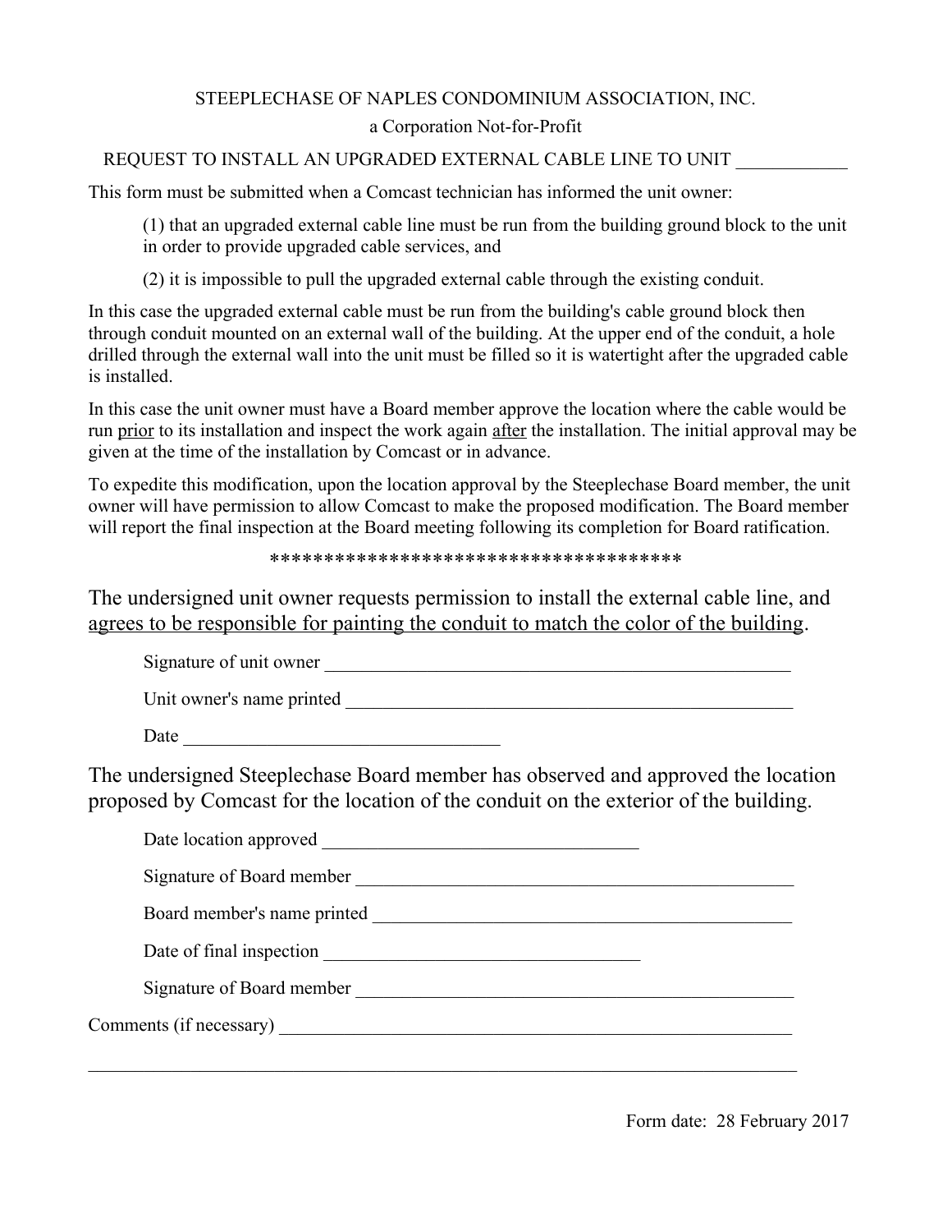STEEPLECHASE OF NAPLES CONDOMINIUM ASSOCIATION, INC.

a Corporation Not-for-Profit

REQUEST TO INSTALL AN UPGRADED EXTERNAL CABLE LINE TO UNIT ____________

This form must be submitted when a Comcast technician has informed the unit owner:

(1) that an upgraded external cable line must be run from the building ground block to the unit in order to provide upgraded cable services, and

(2) it is impossible to pull the upgraded external cable through the existing conduit.

In this case the upgraded external cable must be run from the building's cable ground block then through conduit mounted on an external wall of the building. At the upper end of the conduit, a hole drilled through the external wall into the unit must be filled so it is watertight after the upgraded cable is installed.

In this case the unit owner must have a Board member approve the location where the cable would be run <u>prior</u> to its installation and inspect the work again <u>after</u> the installation. The initial approval may be given at the time of the installation by Comcast or in advance.

To expedite this modification, upon the location approval by the Steeplechase Board member, the unit owner will have permission to allow Comcast to make the proposed modification. The Board member will report the final inspection at the Board meeting following its completion for Board ratification.

**************************************

The undersigned unit owner requests permission to install the external cable line, and <u>agrees to be responsible for painting the conduit to match the color of the building</u>.

Signature of unit owner ____________________________________________________

Unit owner's name printed ________________________________________________

Date __________________________________

The undersigned Steeplechase Board member has observed and approved the location proposed by Comcast for the location of the conduit on the exterior of the building.

Date location approved __________________________________

Signature of Board member ________________________________________________

Board member's name printed ______________________________________________

Date of final inspection __________________________________

Signature of Board member ________________________________________________

Comments (if necessary) __________________________________________________________

_______________________________________________________________________________

Form date: 28 February 2017